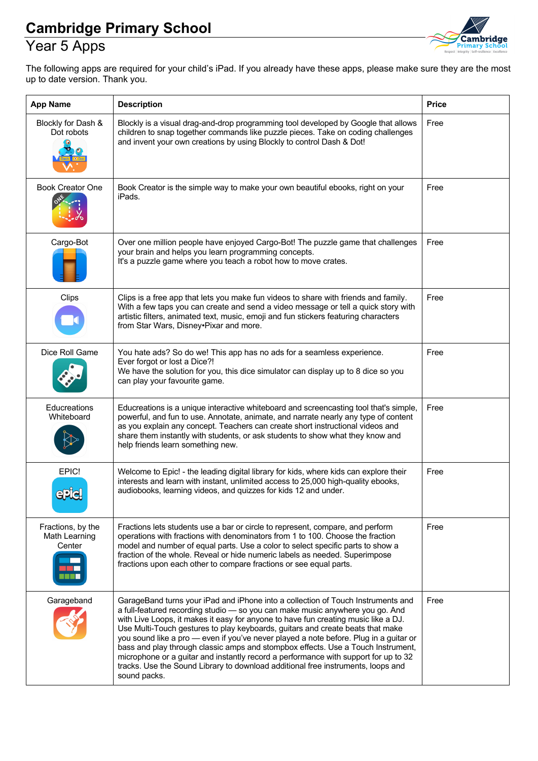# Cambridge Primary School

## Year 5 Apps

The following apps are required for your child's iPad. If you already have these apps, please make sure they are the most up to date version. Thank you.

| App Name | Description | Price |
| --- | --- | --- |
| Blockly for Dash & Dot robots | Blockly is a visual drag-and-drop programming tool developed by Google that allows children to snap together commands like puzzle pieces. Take on coding challenges and invent your own creations by using Blockly to control Dash & Dot! | Free |
| Book Creator One | Book Creator is the simple way to make your own beautiful ebooks, right on your iPads. | Free |
| Cargo-Bot | Over one million people have enjoyed Cargo-Bot! The puzzle game that challenges your brain and helps you learn programming concepts.<br>It's a puzzle game where you teach a robot how to move crates. | Free |
| Clips | Clips is a free app that lets you make fun videos to share with friends and family. With a few taps you can create and send a video message or tell a quick story with artistic filters, animated text, music, emoji and fun stickers featuring characters from Star Wars, Disney•Pixar and more. | Free |
| Dice Roll Game | You hate ads? So do we! This app has no ads for a seamless experience.<br>Ever forgot or lost a Dice?!<br>We have the solution for you, this dice simulator can display up to 8 dice so you can play your favourite game. | Free |
| Educreations Whiteboard | Educreations is a unique interactive whiteboard and screencasting tool that's simple, powerful, and fun to use. Annotate, animate, and narrate nearly any type of content as you explain any concept. Teachers can create short instructional videos and share them instantly with students, or ask students to show what they know and help friends learn something new. | Free |
| EPIC! | Welcome to Epic! - the leading digital library for kids, where kids can explore their interests and learn with instant, unlimited access to 25,000 high-quality ebooks, audiobooks, learning videos, and quizzes for kids 12 and under. | Free |
| Fractions, by the Math Learning Center | Fractions lets students use a bar or circle to represent, compare, and perform operations with fractions with denominators from 1 to 100. Choose the fraction model and number of equal parts. Use a color to select specific parts to show a fraction of the whole. Reveal or hide numeric labels as needed. Superimpose fractions upon each other to compare fractions or see equal parts. | Free |
| Garageband | GarageBand turns your iPad and iPhone into a collection of Touch Instruments and a full-featured recording studio — so you can make music anywhere you go. And with Live Loops, it makes it easy for anyone to have fun creating music like a DJ. Use Multi-Touch gestures to play keyboards, guitars and create beats that make you sound like a pro — even if you've never played a note before. Plug in a guitar or bass and play through classic amps and stompbox effects. Use a Touch Instrument, microphone or a guitar and instantly record a performance with support for up to 32 tracks. Use the Sound Library to download additional free instruments, loops and sound packs. | Free |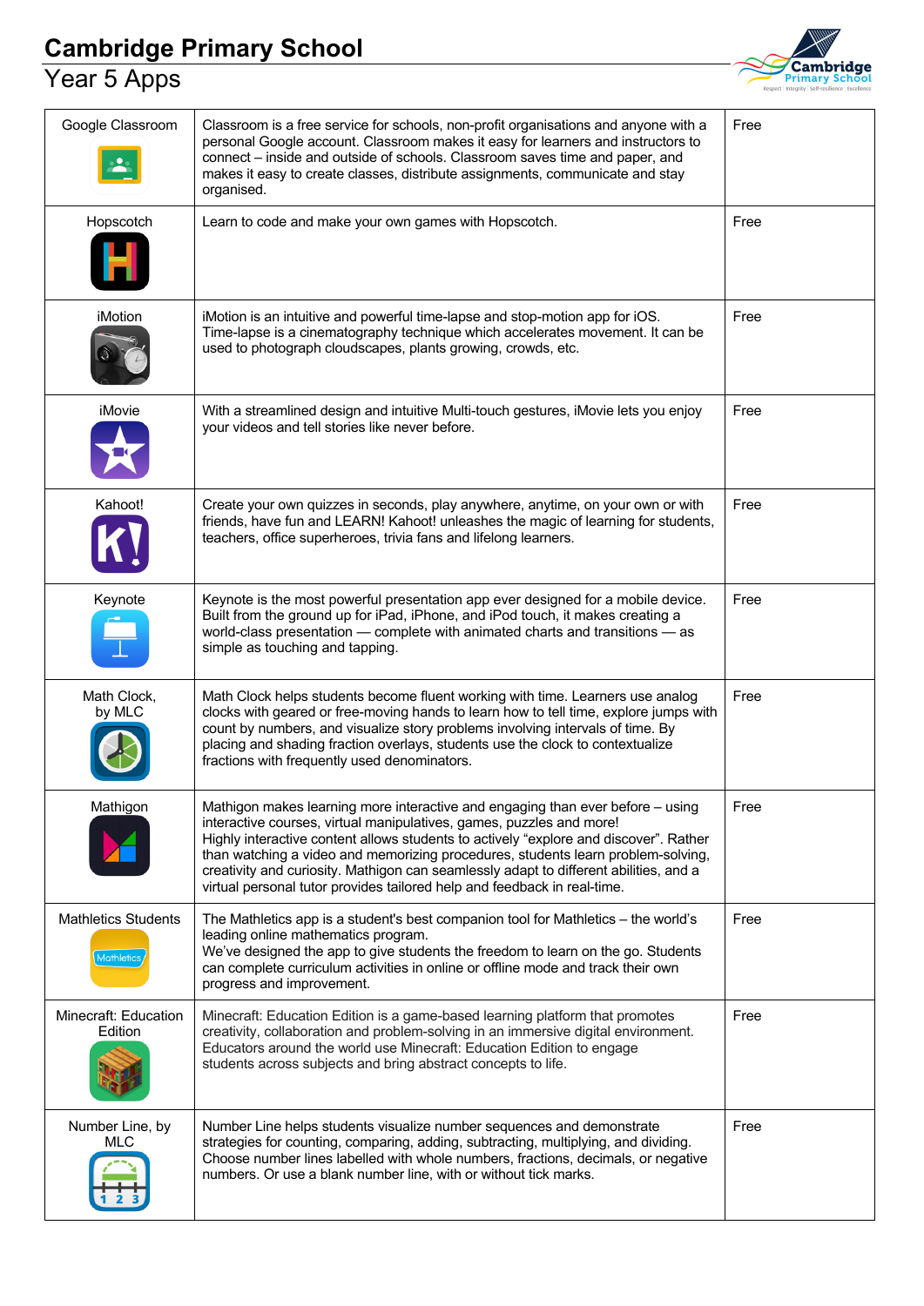# Cambridge Primary School

## Year 5 Apps

| App | Description | Cost |
|---|---|---|
| Google Classroom | Classroom is a free service for schools, non-profit organisations and anyone with a personal Google account. Classroom makes it easy for learners and instructors to connect – inside and outside of schools. Classroom saves time and paper, and makes it easy to create classes, distribute assignments, communicate and stay organised. | Free |
| Hopscotch | Learn to code and make your own games with Hopscotch. | Free |
| iMotion | iMotion is an intuitive and powerful time-lapse and stop-motion app for iOS. Time-lapse is a cinematography technique which accelerates movement. It can be used to photograph cloudscapes, plants growing, crowds, etc. | Free |
| iMovie | With a streamlined design and intuitive Multi-touch gestures, iMovie lets you enjoy your videos and tell stories like never before. | Free |
| Kahoot! | Create your own quizzes in seconds, play anywhere, anytime, on your own or with friends, have fun and LEARN! Kahoot! unleashes the magic of learning for students, teachers, office superheroes, trivia fans and lifelong learners. | Free |
| Keynote | Keynote is the most powerful presentation app ever designed for a mobile device. Built from the ground up for iPad, iPhone, and iPod touch, it makes creating a world-class presentation — complete with animated charts and transitions — as simple as touching and tapping. | Free |
| Math Clock, by MLC | Math Clock helps students become fluent working with time. Learners use analog clocks with geared or free-moving hands to learn how to tell time, explore jumps with count by numbers, and visualize story problems involving intervals of time. By placing and shading fraction overlays, students use the clock to contextualize fractions with frequently used denominators. | Free |
| Mathigon | Mathigon makes learning more interactive and engaging than ever before – using interactive courses, virtual manipulatives, games, puzzles and more!<br>Highly interactive content allows students to actively "explore and discover". Rather than watching a video and memorizing procedures, students learn problem-solving, creativity and curiosity. Mathigon can seamlessly adapt to different abilities, and a virtual personal tutor provides tailored help and feedback in real-time. | Free |
| Mathletics Students | The Mathletics app is a student's best companion tool for Mathletics – the world's leading online mathematics program.<br>We've designed the app to give students the freedom to learn on the go. Students can complete curriculum activities in online or offline mode and track their own progress and improvement. | Free |
| Minecraft: Education Edition | Minecraft: Education Edition is a game-based learning platform that promotes creativity, collaboration and problem-solving in an immersive digital environment. Educators around the world use Minecraft: Education Edition to engage students across subjects and bring abstract concepts to life. | Free |
| Number Line, by MLC | Number Line helps students visualize number sequences and demonstrate strategies for counting, comparing, adding, subtracting, multiplying, and dividing. Choose number lines labelled with whole numbers, fractions, decimals, or negative numbers. Or use a blank number line, with or without tick marks. | Free |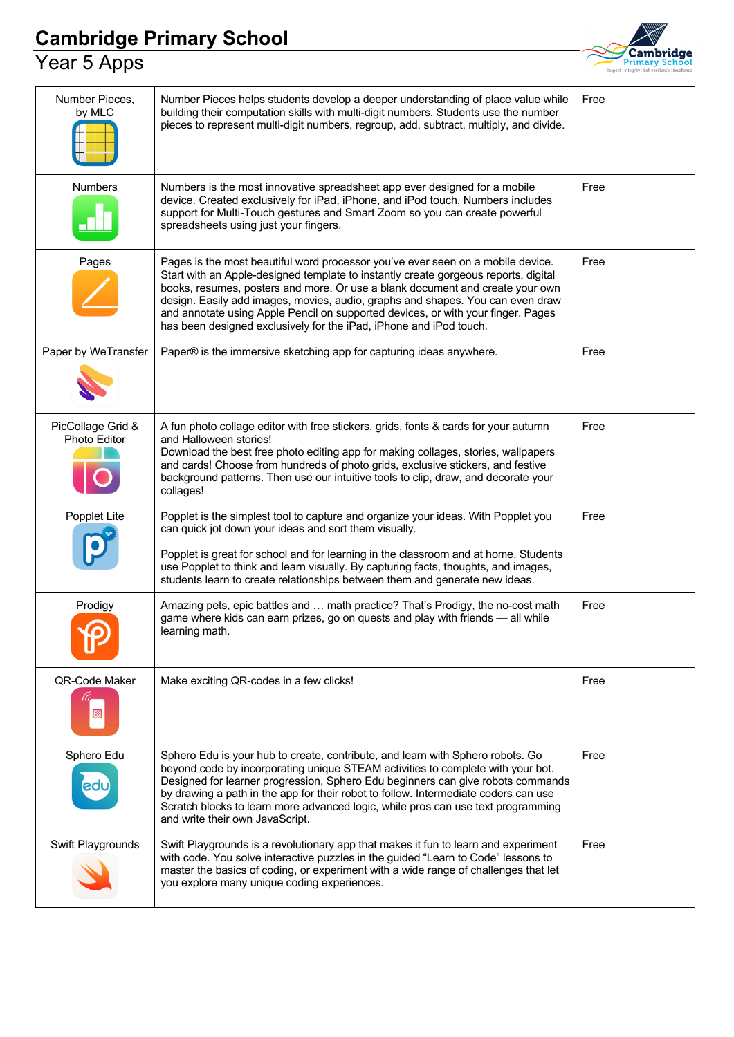# Cambridge Primary School

## Year 5 Apps

| | | |
|---|---|---|
| Number Pieces, by MLC | Number Pieces helps students develop a deeper understanding of place value while building their computation skills with multi-digit numbers. Students use the number pieces to represent multi-digit numbers, regroup, add, subtract, multiply, and divide. | Free |
| Numbers | Numbers is the most innovative spreadsheet app ever designed for a mobile device. Created exclusively for iPad, iPhone, and iPod touch, Numbers includes support for Multi-Touch gestures and Smart Zoom so you can create powerful spreadsheets using just your fingers. | Free |
| Pages | Pages is the most beautiful word processor you've ever seen on a mobile device. Start with an Apple-designed template to instantly create gorgeous reports, digital books, resumes, posters and more. Or use a blank document and create your own design. Easily add images, movies, audio, graphs and shapes. You can even draw and annotate using Apple Pencil on supported devices, or with your finger. Pages has been designed exclusively for the iPad, iPhone and iPod touch. | Free |
| Paper by WeTransfer | Paper® is the immersive sketching app for capturing ideas anywhere. | Free |
| PicCollage Grid & Photo Editor | A fun photo collage editor with free stickers, grids, fonts & cards for your autumn and Halloween stories!<br>Download the best free photo editing app for making collages, stories, wallpapers and cards! Choose from hundreds of photo grids, exclusive stickers, and festive background patterns. Then use our intuitive tools to clip, draw, and decorate your collages! | Free |
| Popplet Lite | Popplet is the simplest tool to capture and organize your ideas. With Popplet you can quick jot down your ideas and sort them visually.<br><br>Popplet is great for school and for learning in the classroom and at home. Students use Popplet to think and learn visually. By capturing facts, thoughts, and images, students learn to create relationships between them and generate new ideas. | Free |
| Prodigy | Amazing pets, epic battles and … math practice? That's Prodigy, the no-cost math game where kids can earn prizes, go on quests and play with friends — all while learning math. | Free |
| QR-Code Maker | Make exciting QR-codes in a few clicks! | Free |
| Sphero Edu | Sphero Edu is your hub to create, contribute, and learn with Sphero robots. Go beyond code by incorporating unique STEAM activities to complete with your bot. Designed for learner progression, Sphero Edu beginners can give robots commands by drawing a path in the app for their robot to follow. Intermediate coders can use Scratch blocks to learn more advanced logic, while pros can use text programming and write their own JavaScript. | Free |
| Swift Playgrounds | Swift Playgrounds is a revolutionary app that makes it fun to learn and experiment with code. You solve interactive puzzles in the guided "Learn to Code" lessons to master the basics of coding, or experiment with a wide range of challenges that let you explore many unique coding experiences. | Free |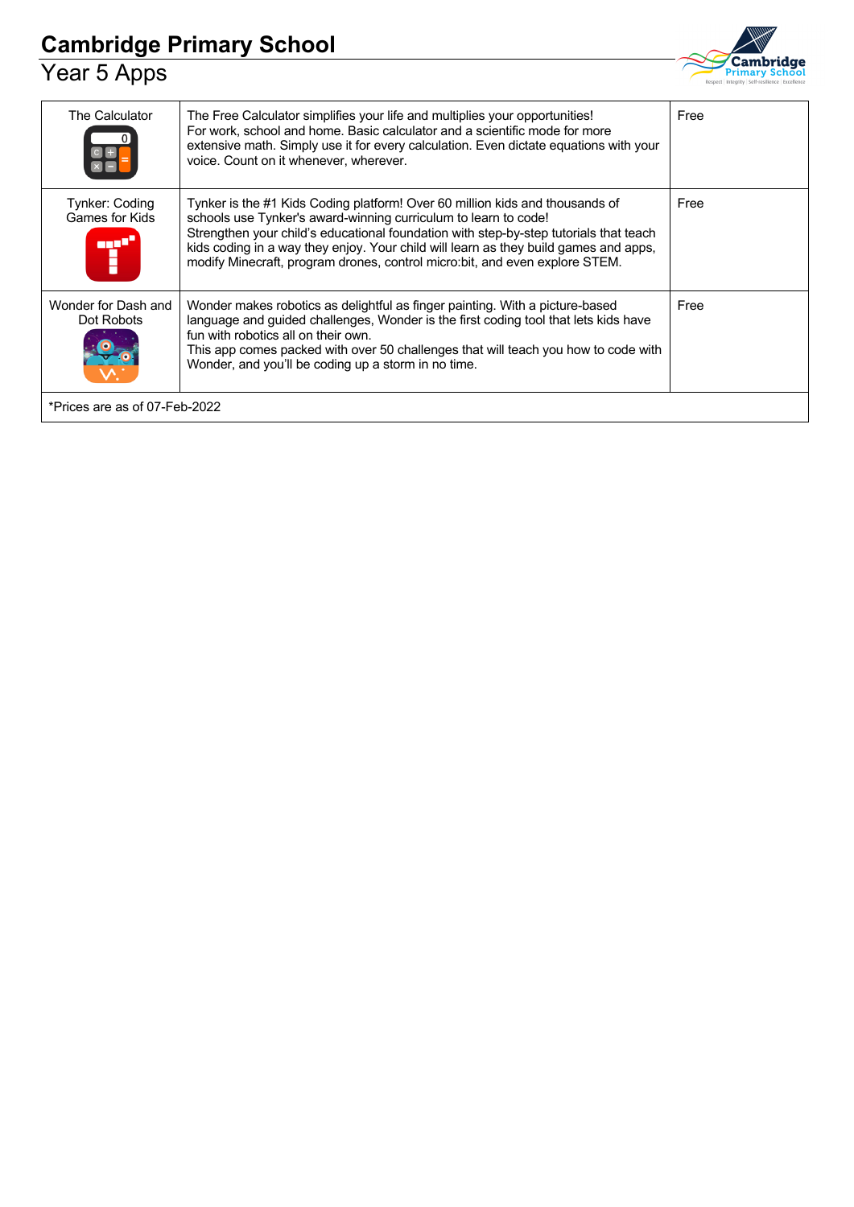# Cambridge Primary School

## Year 5 Apps

| | | |
|---|---|---|
| The Calculator | The Free Calculator simplifies your life and multiplies your opportunities! For work, school and home. Basic calculator and a scientific mode for more extensive math. Simply use it for every calculation. Even dictate equations with your voice. Count on it whenever, wherever. | Free |
| Tynker: Coding Games for Kids | Tynker is the #1 Kids Coding platform! Over 60 million kids and thousands of schools use Tynker's award-winning curriculum to learn to code! Strengthen your child's educational foundation with step-by-step tutorials that teach kids coding in a way they enjoy. Your child will learn as they build games and apps, modify Minecraft, program drones, control micro:bit, and even explore STEM. | Free |
| Wonder for Dash and Dot Robots | Wonder makes robotics as delightful as finger painting. With a picture-based language and guided challenges, Wonder is the first coding tool that lets kids have fun with robotics all on their own. This app comes packed with over 50 challenges that will teach you how to code with Wonder, and you'll be coding up a storm in no time. | Free |
| *Prices are as of 07-Feb-2022 | | |